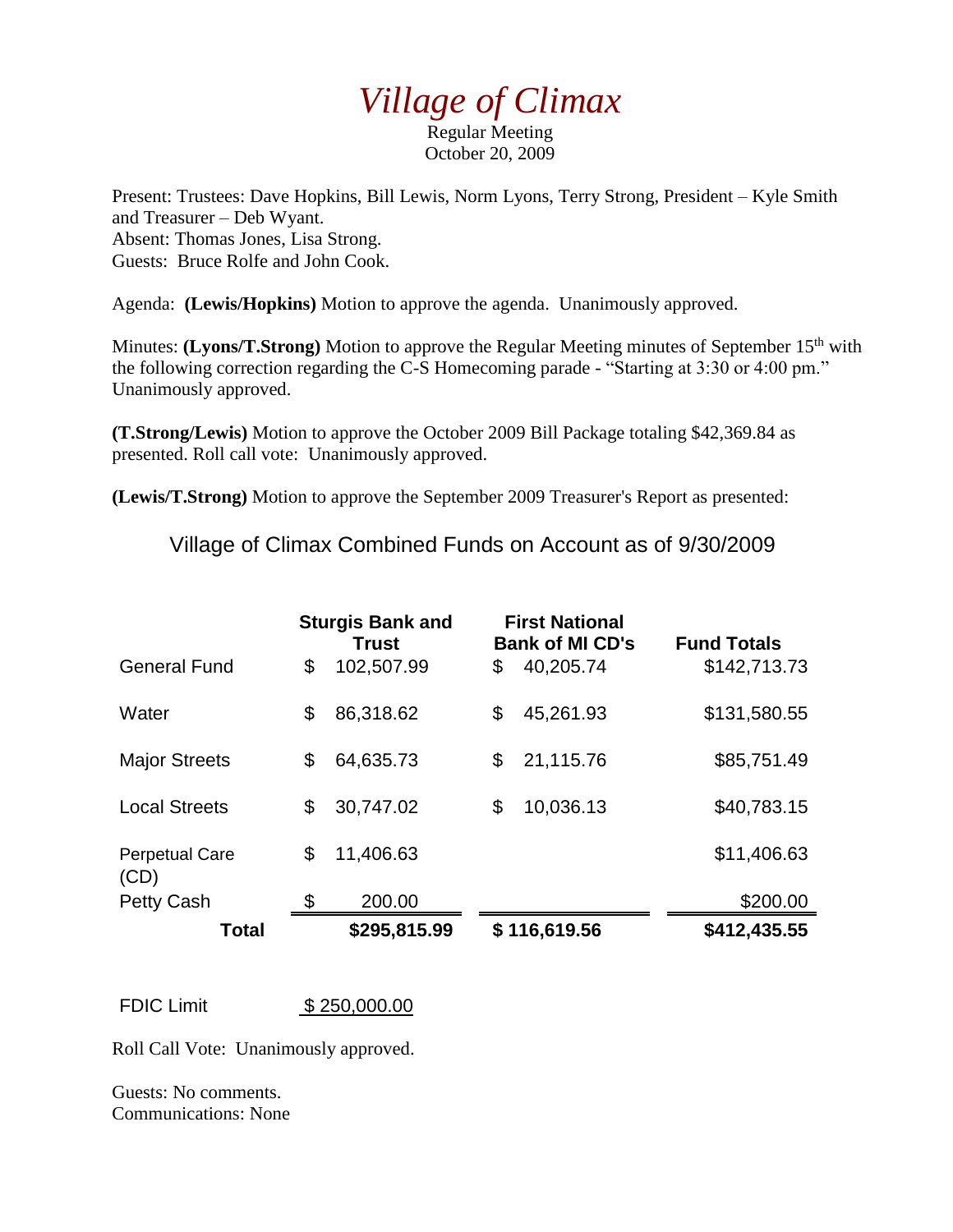# *Village of Climax*

Regular Meeting
October 20, 2009

Present: Trustees: Dave Hopkins, Bill Lewis, Norm Lyons, Terry Strong, President – Kyle Smith and Treasurer – Deb Wyant.
Absent: Thomas Jones, Lisa Strong.
Guests: Bruce Rolfe and John Cook.

Agenda: **(Lewis/Hopkins)** Motion to approve the agenda. Unanimously approved.

Minutes: **(Lyons/T.Strong)** Motion to approve the Regular Meeting minutes of September 15th with the following correction regarding the C-S Homecoming parade - "Starting at 3:30 or 4:00 pm." Unanimously approved.

**(T.Strong/Lewis)** Motion to approve the October 2009 Bill Package totaling $42,369.84 as presented. Roll call vote: Unanimously approved.

**(Lewis/T.Strong)** Motion to approve the September 2009 Treasurer's Report as presented:

Village of Climax Combined Funds on Account as of 9/30/2009

| | Sturgis Bank and Trust | First National Bank of MI CD's | Fund Totals |
|---|---|---|---|
| General Fund | $ 102,507.99 | $ 40,205.74 | $142,713.73 |
| Water | $ 86,318.62 | $ 45,261.93 | $131,580.55 |
| Major Streets | $ 64,635.73 | $ 21,115.76 | $85,751.49 |
| Local Streets | $ 30,747.02 | $ 10,036.13 | $40,783.15 |
| Perpetual Care (CD) | $ 11,406.63 | | $11,406.63 |
| Petty Cash | $ 200.00 | | $200.00 |
| **Total** | **$295,815.99** | **$ 116,619.56** | **$412,435.55** |

FDIC Limit $ 250,000.00

Roll Call Vote: Unanimously approved.

Guests: No comments.
Communications: None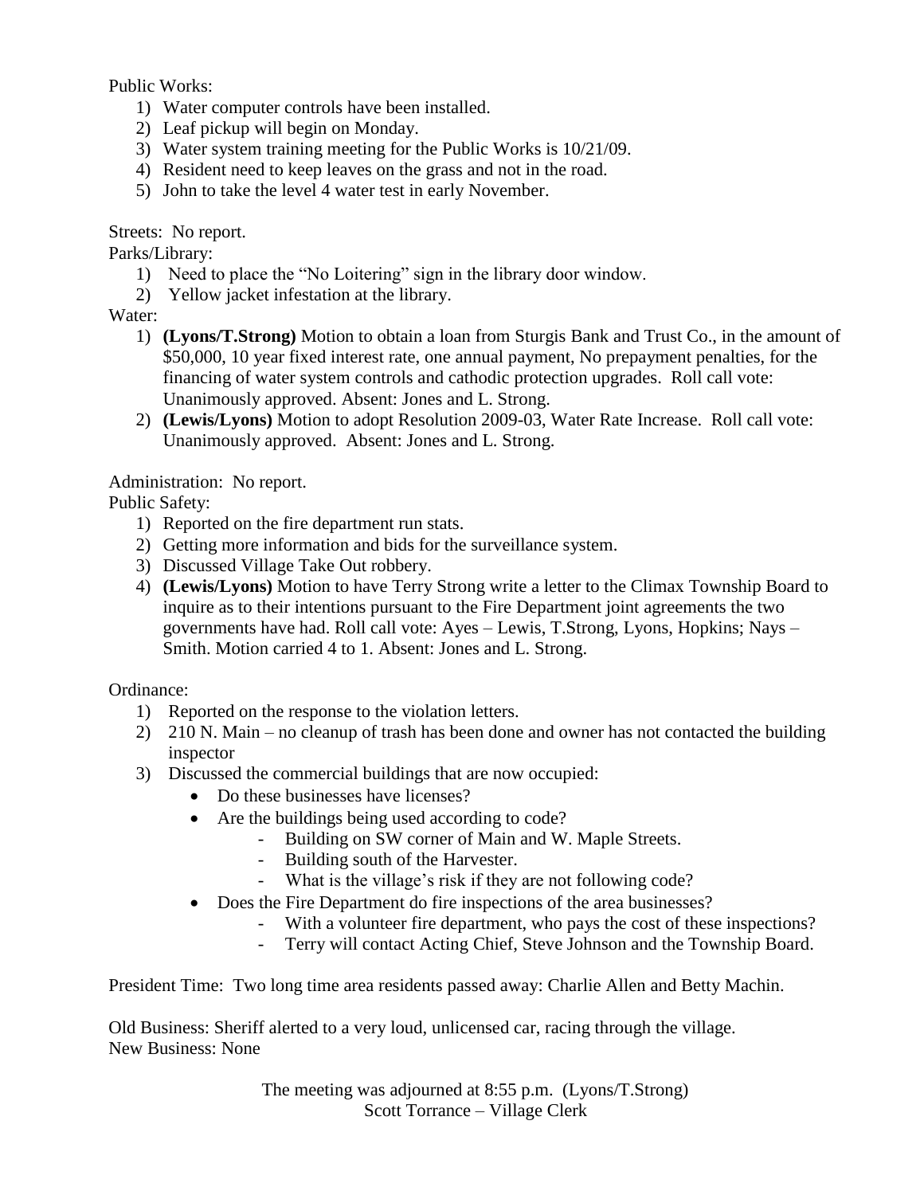Public Works:

1) Water computer controls have been installed.
2) Leaf pickup will begin on Monday.
3) Water system training meeting for the Public Works is 10/21/09.
4) Resident need to keep leaves on the grass and not in the road.
5) John to take the level 4 water test in early November.

Streets: No report.

Parks/Library:

1) Need to place the "No Loitering" sign in the library door window.
2) Yellow jacket infestation at the library.

Water:

1) **(Lyons/T.Strong)** Motion to obtain a loan from Sturgis Bank and Trust Co., in the amount of \$50,000, 10 year fixed interest rate, one annual payment, No prepayment penalties, for the financing of water system controls and cathodic protection upgrades. Roll call vote: Unanimously approved. Absent: Jones and L. Strong.
2) **(Lewis/Lyons)** Motion to adopt Resolution 2009-03, Water Rate Increase. Roll call vote: Unanimously approved. Absent: Jones and L. Strong.

Administration: No report.

Public Safety:

1) Reported on the fire department run stats.
2) Getting more information and bids for the surveillance system.
3) Discussed Village Take Out robbery.
4) **(Lewis/Lyons)** Motion to have Terry Strong write a letter to the Climax Township Board to inquire as to their intentions pursuant to the Fire Department joint agreements the two governments have had. Roll call vote: Ayes – Lewis, T.Strong, Lyons, Hopkins; Nays – Smith. Motion carried 4 to 1. Absent: Jones and L. Strong.

Ordinance:

1) Reported on the response to the violation letters.
2) 210 N. Main – no cleanup of trash has been done and owner has not contacted the building inspector
3) Discussed the commercial buildings that are now occupied:
   - Do these businesses have licenses?
   - Are the buildings being used according to code?
     - Building on SW corner of Main and W. Maple Streets.
     - Building south of the Harvester.
     - What is the village's risk if they are not following code?
   - Does the Fire Department do fire inspections of the area businesses?
     - With a volunteer fire department, who pays the cost of these inspections?
     - Terry will contact Acting Chief, Steve Johnson and the Township Board.

President Time: Two long time area residents passed away: Charlie Allen and Betty Machin.

Old Business: Sheriff alerted to a very loud, unlicensed car, racing through the village.
New Business: None

The meeting was adjourned at 8:55 p.m. (Lyons/T.Strong)
Scott Torrance – Village Clerk